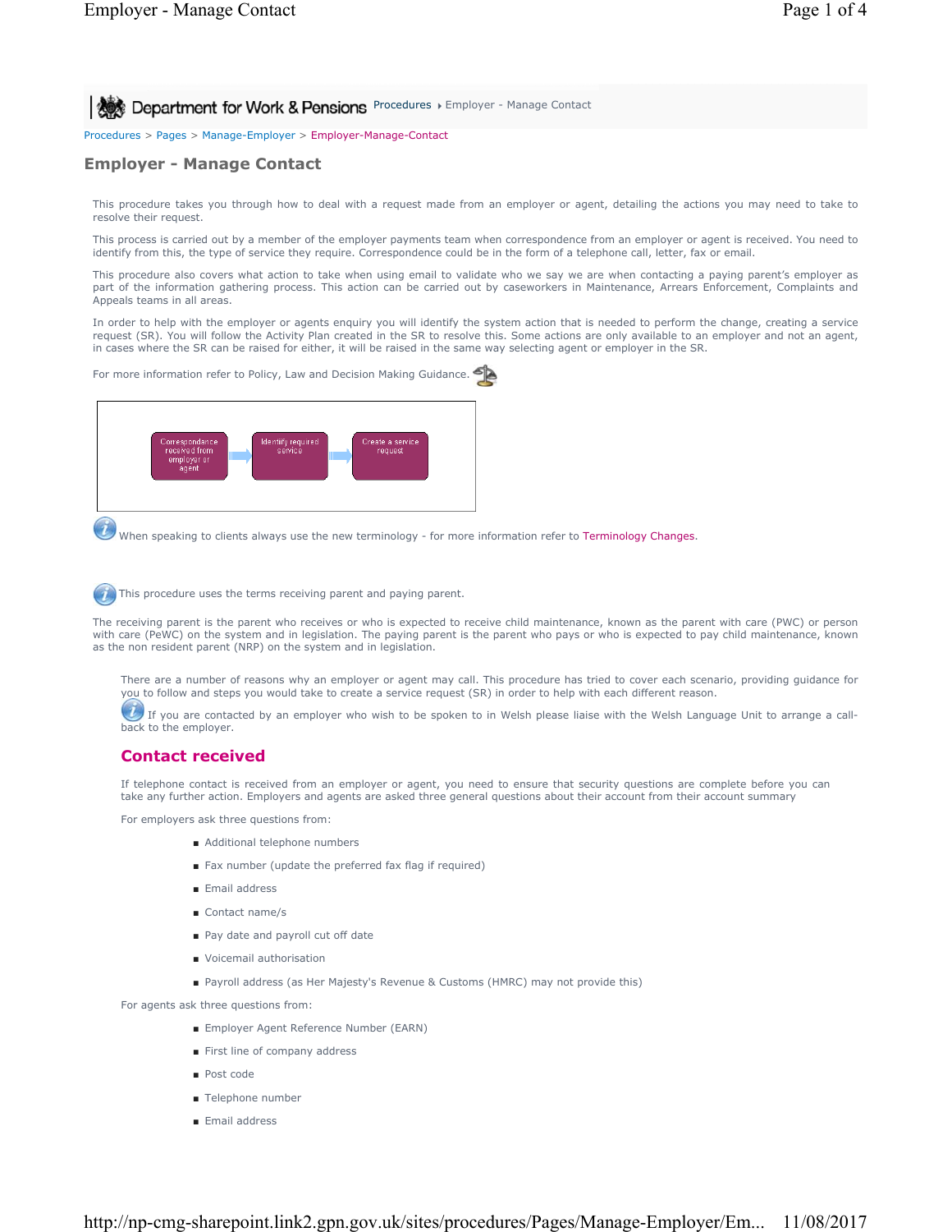Department for Work & Pensions Procedures ▸ Employer - Manage Contact

Procedures > Pages > Manage-Employer > Employer-Manage-Contact

# Employer - Manage Contact

This procedure takes you through how to deal with a request made from an employer or agent, detailing the actions you may need to take to resolve their request.

This process is carried out by a member of the employer payments team when correspondence from an employer or agent is received. You need to identify from this, the type of service they require. Correspondence could be in the form of a telephone call, letter, fax or email.

This procedure also covers what action to take when using email to validate who we say we are when contacting a paying parent's employer as part of the information gathering process. This action can be carried out by caseworkers in Maintenance, Arrears Enforcement, Complaints and Appeals teams in all areas.

In order to help with the employer or agents enquiry you will identify the system action that is needed to perform the change, creating a service request (SR). You will follow the Activity Plan created in the SR to resolve this. Some actions are only available to an employer and not an agent, in cases where the SR can be raised for either, it will be raised in the same way selecting agent or employer in the SR.

For more information refer to Policy, Law and Decision Making Guidance.

Correspondance received from employer or agent → Identify required service → Create a service request

When speaking to clients always use the new terminology - for more information refer to Terminology Changes.

This procedure uses the terms receiving parent and paying parent.

The receiving parent is the parent who receives or who is expected to receive child maintenance, known as the parent with care (PWC) or person with care (PeWC) on the system and in legislation. The paying parent is the parent who pays or who is expected to pay child maintenance, known as the non resident parent (NRP) on the system and in legislation.

There are a number of reasons why an employer or agent may call. This procedure has tried to cover each scenario, providing guidance for you to follow and steps you would take to create a service request (SR) in order to help with each different reason.

If you are contacted by an employer who wish to be spoken to in Welsh please liaise with the Welsh Language Unit to arrange a call-back to the employer.

## Contact received

If telephone contact is received from an employer or agent, you need to ensure that security questions are complete before you can take any further action. Employers and agents are asked three general questions about their account from their account summary

For employers ask three questions from:

- Additional telephone numbers
- Fax number (update the preferred fax flag if required)
- Email address
- Contact name/s
- Pay date and payroll cut off date
- Voicemail authorisation
- Payroll address (as Her Majesty's Revenue & Customs (HMRC) may not provide this)

For agents ask three questions from:

- Employer Agent Reference Number (EARN)
- First line of company address
- Post code
- Telephone number
- Email address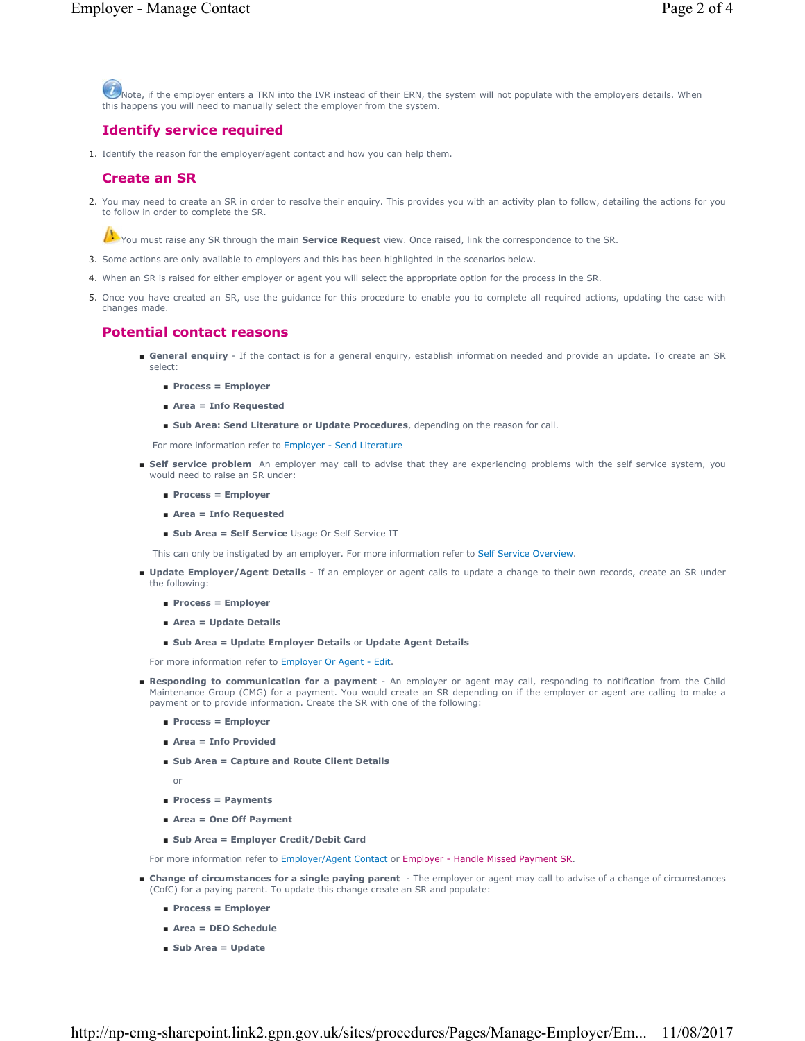Note, if the employer enters a TRN into the IVR instead of their ERN, the system will not populate with the employers details. When this happens you will need to manually select the employer from the system.

## Identify service required

1. Identify the reason for the employer/agent contact and how you can help them.

## Create an SR

2. You may need to create an SR in order to resolve their enquiry. This provides you with an activity plan to follow, detailing the actions for you to follow in order to complete the SR.

   You must raise any SR through the main **Service Request** view. Once raised, link the correspondence to the SR.

3. Some actions are only available to employers and this has been highlighted in the scenarios below.
4. When an SR is raised for either employer or agent you will select the appropriate option for the process in the SR.
5. Once you have created an SR, use the guidance for this procedure to enable you to complete all required actions, updating the case with changes made.

## Potential contact reasons

- **General enquiry** - If the contact is for a general enquiry, establish information needed and provide an update. To create an SR select:
  - **Process = Employer**
  - **Area = Info Requested**
  - **Sub Area: Send Literature or Update Procedures**, depending on the reason for call.

  For more information refer to Employer - Send Literature

- **Self service problem** An employer may call to advise that they are experiencing problems with the self service system, you would need to raise an SR under:
  - **Process = Employer**
  - **Area = Info Requested**
  - **Sub Area = Self Service** Usage Or Self Service IT

  This can only be instigated by an employer. For more information refer to Self Service Overview.

- **Update Employer/Agent Details** - If an employer or agent calls to update a change to their own records, create an SR under the following:
  - **Process = Employer**
  - **Area = Update Details**
  - **Sub Area = Update Employer Details** or **Update Agent Details**

  For more information refer to Employer Or Agent - Edit.

- **Responding to communication for a payment** - An employer or agent may call, responding to notification from the Child Maintenance Group (CMG) for a payment. You would create an SR depending on if the employer or agent are calling to make a payment or to provide information. Create the SR with one of the following:
  - **Process = Employer**
  - **Area = Info Provided**
  - **Sub Area = Capture and Route Client Details**

    or

  - **Process = Payments**
  - **Area = One Off Payment**
  - **Sub Area = Employer Credit/Debit Card**

  For more information refer to Employer/Agent Contact or Employer - Handle Missed Payment SR.

- **Change of circumstances for a single paying parent** - The employer or agent may call to advise of a change of circumstances (CofC) for a paying parent. To update this change create an SR and populate:
  - **Process = Employer**
  - **Area = DEO Schedule**
  - **Sub Area = Update**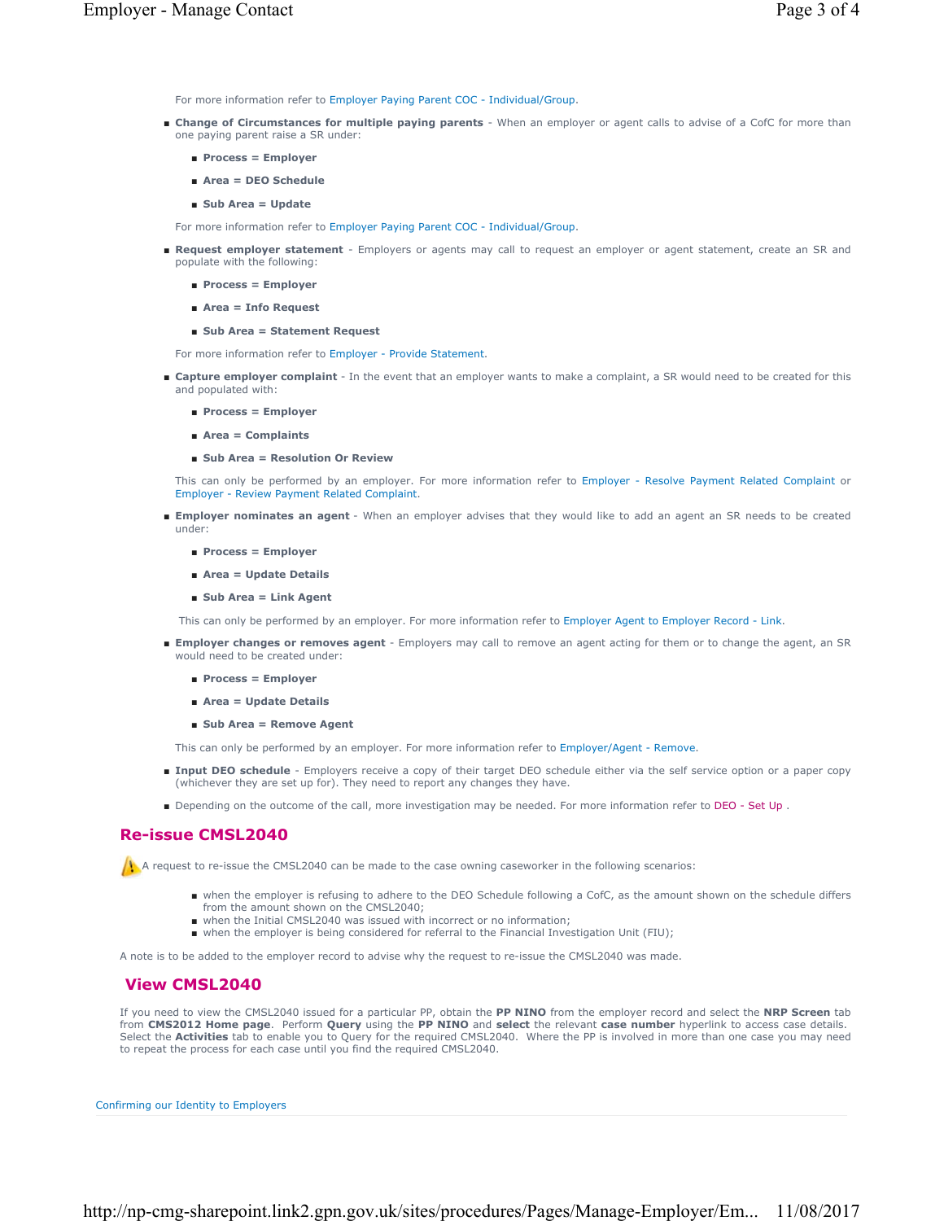For more information refer to Employer Paying Parent COC - Individual/Group.

- **Change of Circumstances for multiple paying parents** - When an employer or agent calls to advise of a CofC for more than one paying parent raise a SR under:
  - **Process = Employer**
  - **Area = DEO Schedule**
  - **Sub Area = Update**

  For more information refer to Employer Paying Parent COC - Individual/Group.

- **Request employer statement** - Employers or agents may call to request an employer or agent statement, create an SR and populate with the following:
  - **Process = Employer**
  - **Area = Info Request**
  - **Sub Area = Statement Request**

  For more information refer to Employer - Provide Statement.

- **Capture employer complaint** - In the event that an employer wants to make a complaint, a SR would need to be created for this and populated with:
  - **Process = Employer**
  - **Area = Complaints**
  - **Sub Area = Resolution Or Review**

  This can only be performed by an employer. For more information refer to Employer - Resolve Payment Related Complaint or Employer - Review Payment Related Complaint.

- **Employer nominates an agent** - When an employer advises that they would like to add an agent an SR needs to be created under:
  - **Process = Employer**
  - **Area = Update Details**
  - **Sub Area = Link Agent**

  This can only be performed by an employer. For more information refer to Employer Agent to Employer Record - Link.

- **Employer changes or removes agent** - Employers may call to remove an agent acting for them or to change the agent, an SR would need to be created under:
  - **Process = Employer**
  - **Area = Update Details**
  - **Sub Area = Remove Agent**

  This can only be performed by an employer. For more information refer to Employer/Agent - Remove.

- **Input DEO schedule** - Employers receive a copy of their target DEO schedule either via the self service option or a paper copy (whichever they are set up for). They need to report any changes they have.
- Depending on the outcome of the call, more investigation may be needed. For more information refer to DEO - Set Up .

## Re-issue CMSL2040

A request to re-issue the CMSL2040 can be made to the case owning caseworker in the following scenarios:

- when the employer is refusing to adhere to the DEO Schedule following a CofC, as the amount shown on the schedule differs from the amount shown on the CMSL2040;
- when the Initial CMSL2040 was issued with incorrect or no information;
- when the employer is being considered for referral to the Financial Investigation Unit (FIU);

A note is to be added to the employer record to advise why the request to re-issue the CMSL2040 was made.

## View CMSL2040

If you need to view the CMSL2040 issued for a particular PP, obtain the **PP NINO** from the employer record and select the **NRP Screen** tab from **CMS2012 Home page**. Perform **Query** using the **PP NINO** and **select** the relevant **case number** hyperlink to access case details. Select the **Activities** tab to enable you to Query for the required CMSL2040. Where the PP is involved in more than one case you may need to repeat the process for each case until you find the required CMSL2040.

Confirming our Identity to Employers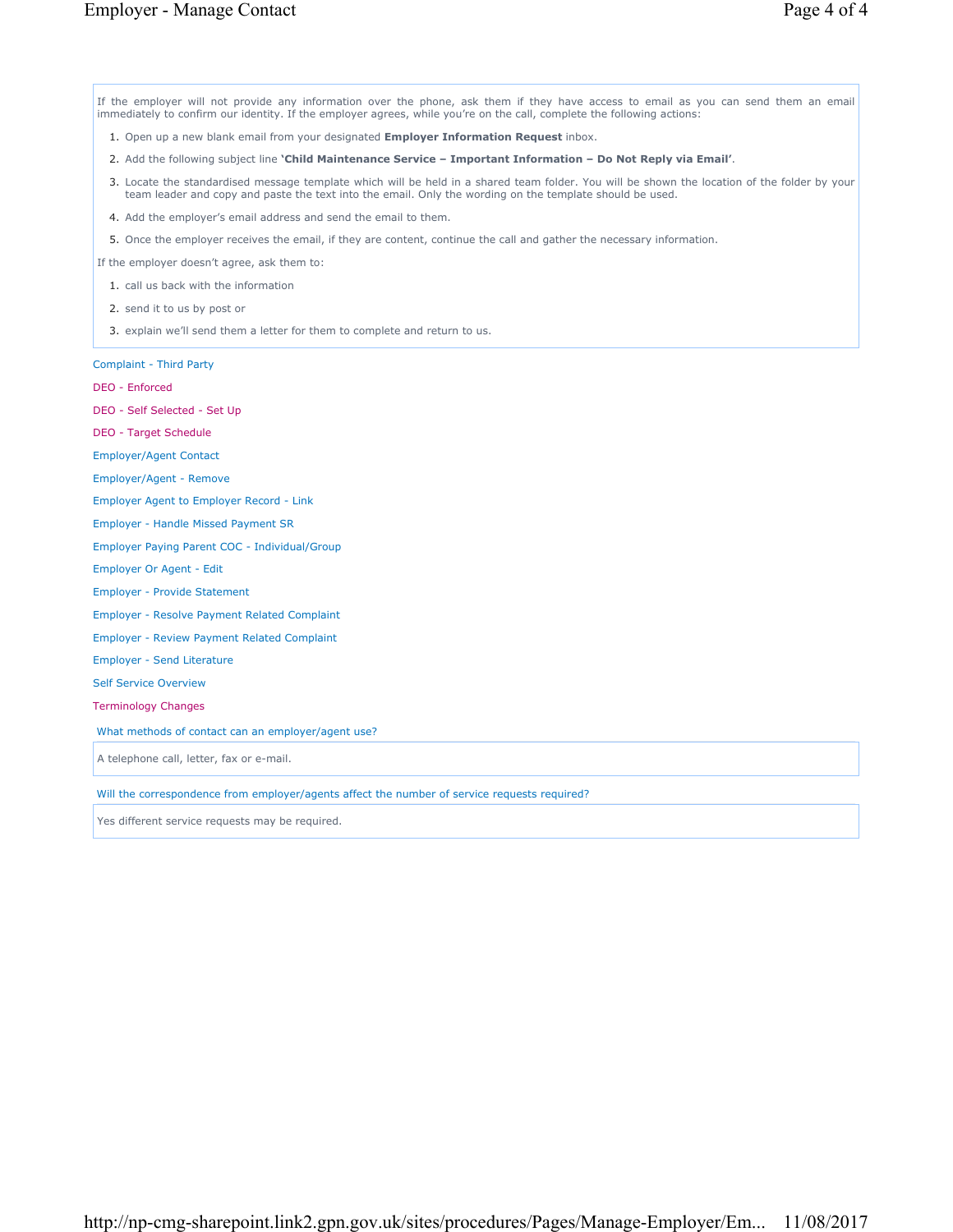If the employer will not provide any information over the phone, ask them if they have access to email as you can send them an email immediately to confirm our identity. If the employer agrees, while you're on the call, complete the following actions:

1. Open up a new blank email from your designated **Employer Information Request** inbox.
2. Add the following subject line **'Child Maintenance Service – Important Information – Do Not Reply via Email'**.
3. Locate the standardised message template which will be held in a shared team folder. You will be shown the location of the folder by your team leader and copy and paste the text into the email. Only the wording on the template should be used.
4. Add the employer's email address and send the email to them.
5. Once the employer receives the email, if they are content, continue the call and gather the necessary information.

If the employer doesn't agree, ask them to:

1. call us back with the information
2. send it to us by post or
3. explain we'll send them a letter for them to complete and return to us.

Complaint - Third Party

DEO - Enforced

DEO - Self Selected - Set Up

DEO - Target Schedule

Employer/Agent Contact

Employer/Agent - Remove

Employer Agent to Employer Record - Link

Employer - Handle Missed Payment SR

Employer Paying Parent COC - Individual/Group

Employer Or Agent - Edit

Employer - Provide Statement

Employer - Resolve Payment Related Complaint

Employer - Review Payment Related Complaint

Employer - Send Literature

Self Service Overview

Terminology Changes

What methods of contact can an employer/agent use?

A telephone call, letter, fax or e-mail.

Will the correspondence from employer/agents affect the number of service requests required?

Yes different service requests may be required.